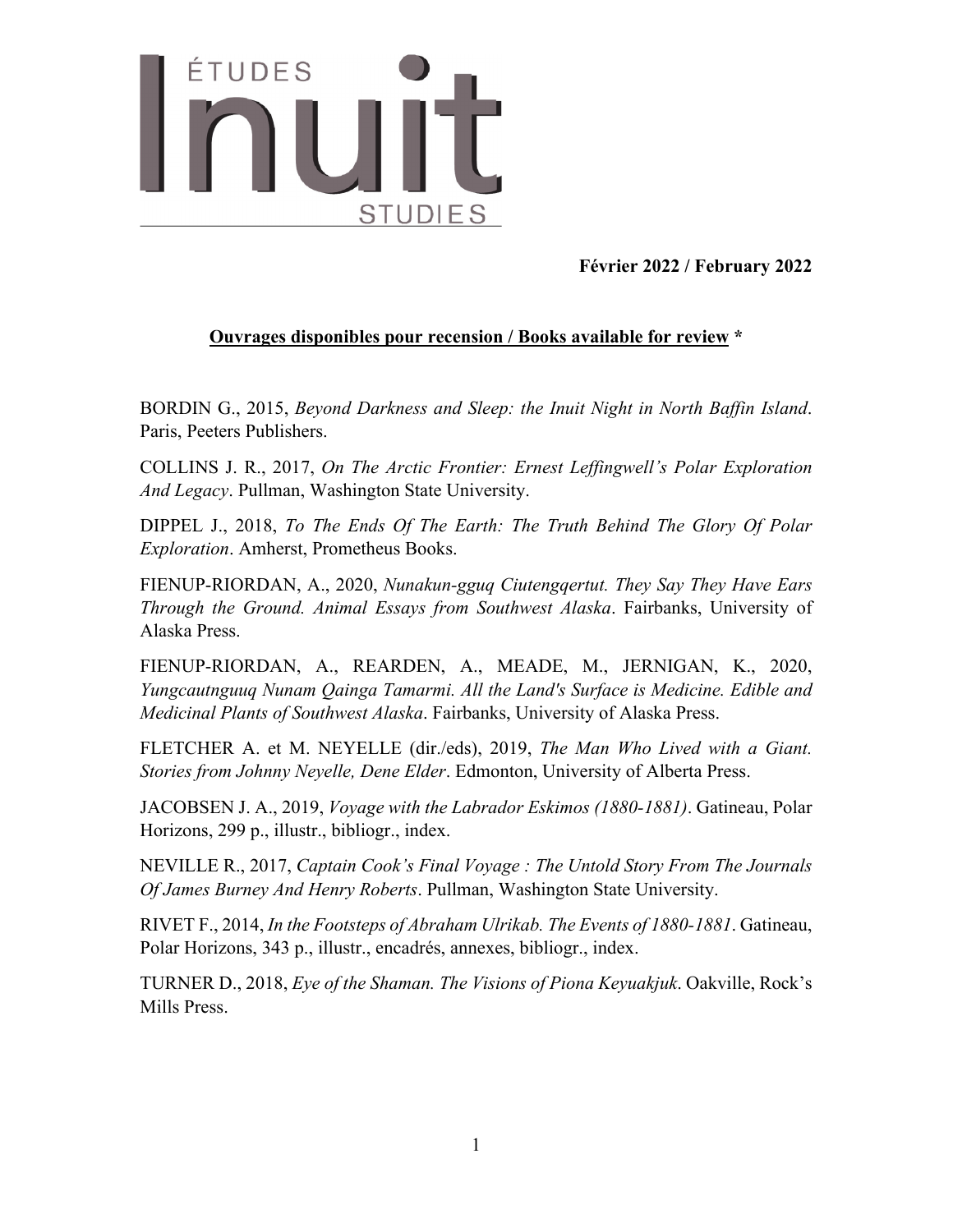# ÉTUDES Inuit STUDIES

**Février 2022 / February 2022**

## Ouvrages disponibles pour recension / Books available for review *

BORDIN G., 2015, *Beyond Darkness and Sleep: the Inuit Night in North Baffin Island*. Paris, Peeters Publishers.

COLLINS J. R., 2017, *On The Arctic Frontier: Ernest Leffingwell's Polar Exploration And Legacy*. Pullman, Washington State University.

DIPPEL J., 2018, *To The Ends Of The Earth: The Truth Behind The Glory Of Polar Exploration*. Amherst, Prometheus Books.

FIENUP-RIORDAN, A., 2020, *Nunakun-gguq Ciutengqertut. They Say They Have Ears Through the Ground. Animal Essays from Southwest Alaska*. Fairbanks, University of Alaska Press.

FIENUP-RIORDAN, A., REARDEN, A., MEADE, M., JERNIGAN, K., 2020, *Yungcautnguuq Nunam Qainga Tamarmi. All the Land's Surface is Medicine. Edible and Medicinal Plants of Southwest Alaska*. Fairbanks, University of Alaska Press.

FLETCHER A. et M. NEYELLE (dir./eds), 2019, *The Man Who Lived with a Giant. Stories from Johnny Neyelle, Dene Elder*. Edmonton, University of Alberta Press.

JACOBSEN J. A., 2019, *Voyage with the Labrador Eskimos (1880-1881)*. Gatineau, Polar Horizons, 299 p., illustr., bibliogr., index.

NEVILLE R., 2017, *Captain Cook's Final Voyage : The Untold Story From The Journals Of James Burney And Henry Roberts*. Pullman, Washington State University.

RIVET F., 2014, *In the Footsteps of Abraham Ulrikab. The Events of 1880-1881*. Gatineau, Polar Horizons, 343 p., illustr., encadrés, annexes, bibliogr., index.

TURNER D., 2018, *Eye of the Shaman. The Visions of Piona Keyuakjuk*. Oakville, Rock's Mills Press.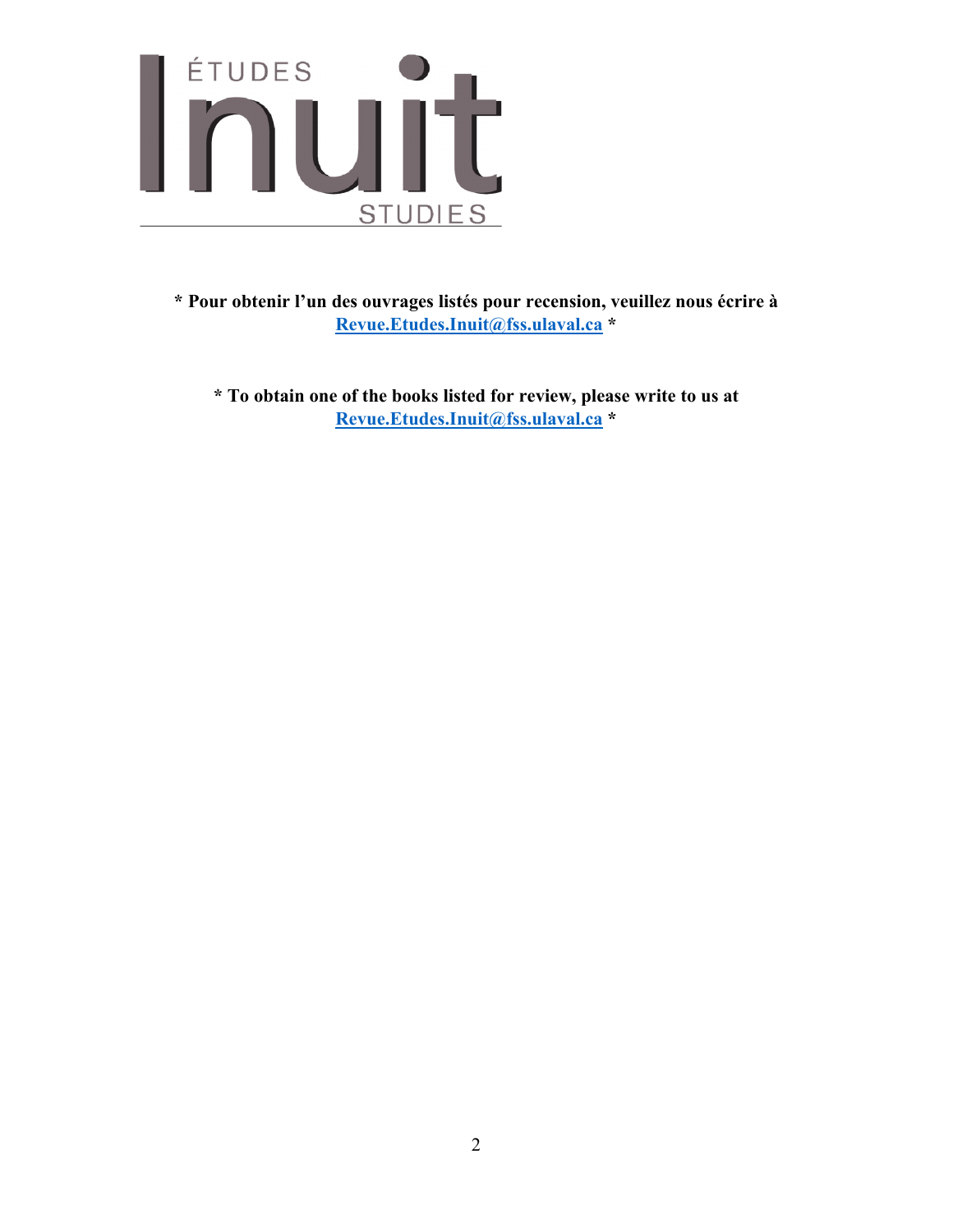ÉTUDES Inuit STUDIES

**\* Pour obtenir l'un des ouvrages listés pour recension, veuillez nous écrire à [Revue.Etudes.Inuit@fss.ulaval.ca](mailto:Revue.Etudes.Inuit@fss.ulaval.ca) \***

**\* To obtain one of the books listed for review, please write to us at [Revue.Etudes.Inuit@fss.ulaval.ca](mailto:Revue.Etudes.Inuit@fss.ulaval.ca) \***